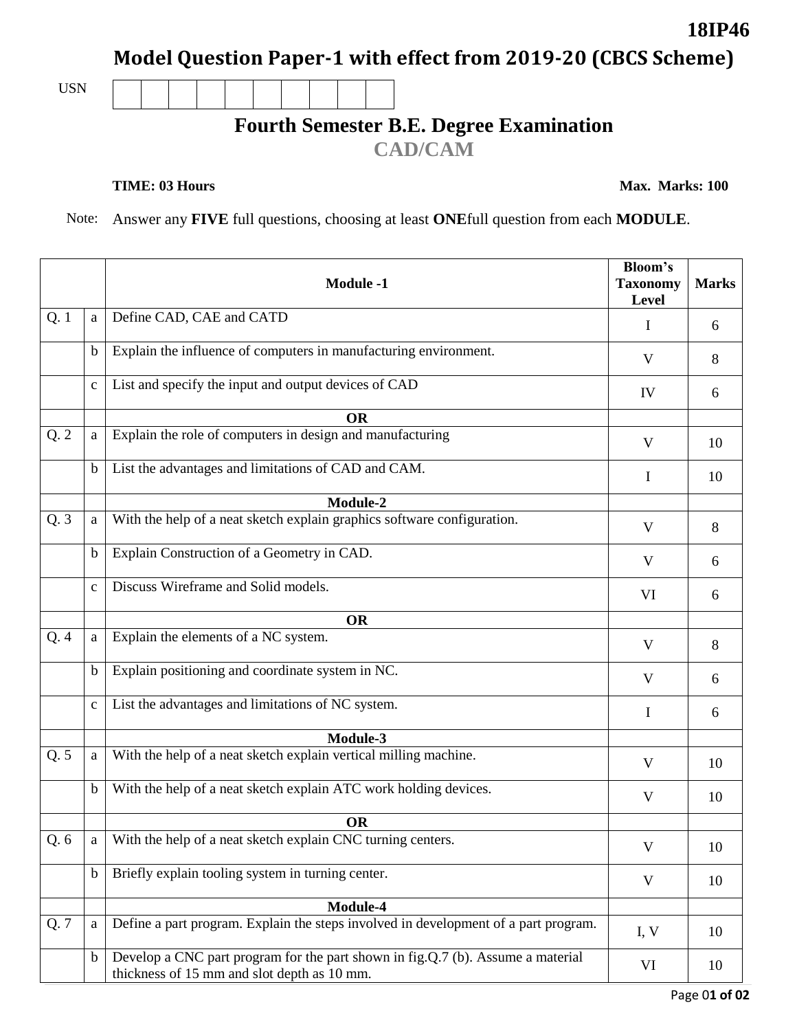**18IP46**

# Model Question Paper-1 with effect from 2019-20 (CBCS Scheme)

USN

## Fourth Semester B.E. Degree Examination

## CAD/CAM

**TIME: 03 Hours** **Max. Marks: 100**

Note: Answer any **FIVE** full questions, choosing at least **ONE**full question from each **MODULE**.

| | | **Module -1** | **Bloom's Taxonomy Level** | **Marks** |
|---|---|---|---|---|
| Q. 1 | a | Define CAD, CAE and CATD | I | 6 |
| | b | Explain the influence of computers in manufacturing environment. | V | 8 |
| | c | List and specify the input and output devices of CAD | IV | 6 |
| | | **OR** | | |
| Q. 2 | a | Explain the role of computers in design and manufacturing | V | 10 |
| | b | List the advantages and limitations of CAD and CAM. | I | 10 |
| | | **Module-2** | | |
| Q. 3 | a | With the help of a neat sketch explain graphics software configuration. | V | 8 |
| | b | Explain Construction of a Geometry in CAD. | V | 6 |
| | c | Discuss Wireframe and Solid models. | VI | 6 |
| | | **OR** | | |
| Q. 4 | a | Explain the elements of a NC system. | V | 8 |
| | b | Explain positioning and coordinate system in NC. | V | 6 |
| | c | List the advantages and limitations of NC system. | I | 6 |
| | | **Module-3** | | |
| Q. 5 | a | With the help of a neat sketch explain vertical milling machine. | V | 10 |
| | b | With the help of a neat sketch explain ATC work holding devices. | V | 10 |
| | | **OR** | | |
| Q. 6 | a | With the help of a neat sketch explain CNC turning centers. | V | 10 |
| | b | Briefly explain tooling system in turning center. | V | 10 |
| | | **Module-4** | | |
| Q. 7 | a | Define a part program. Explain the steps involved in development of a part program. | I, V | 10 |
| | b | Develop a CNC part program for the part shown in fig.Q.7 (b). Assume a material thickness of 15 mm and slot depth as 10 mm. | VI | 10 |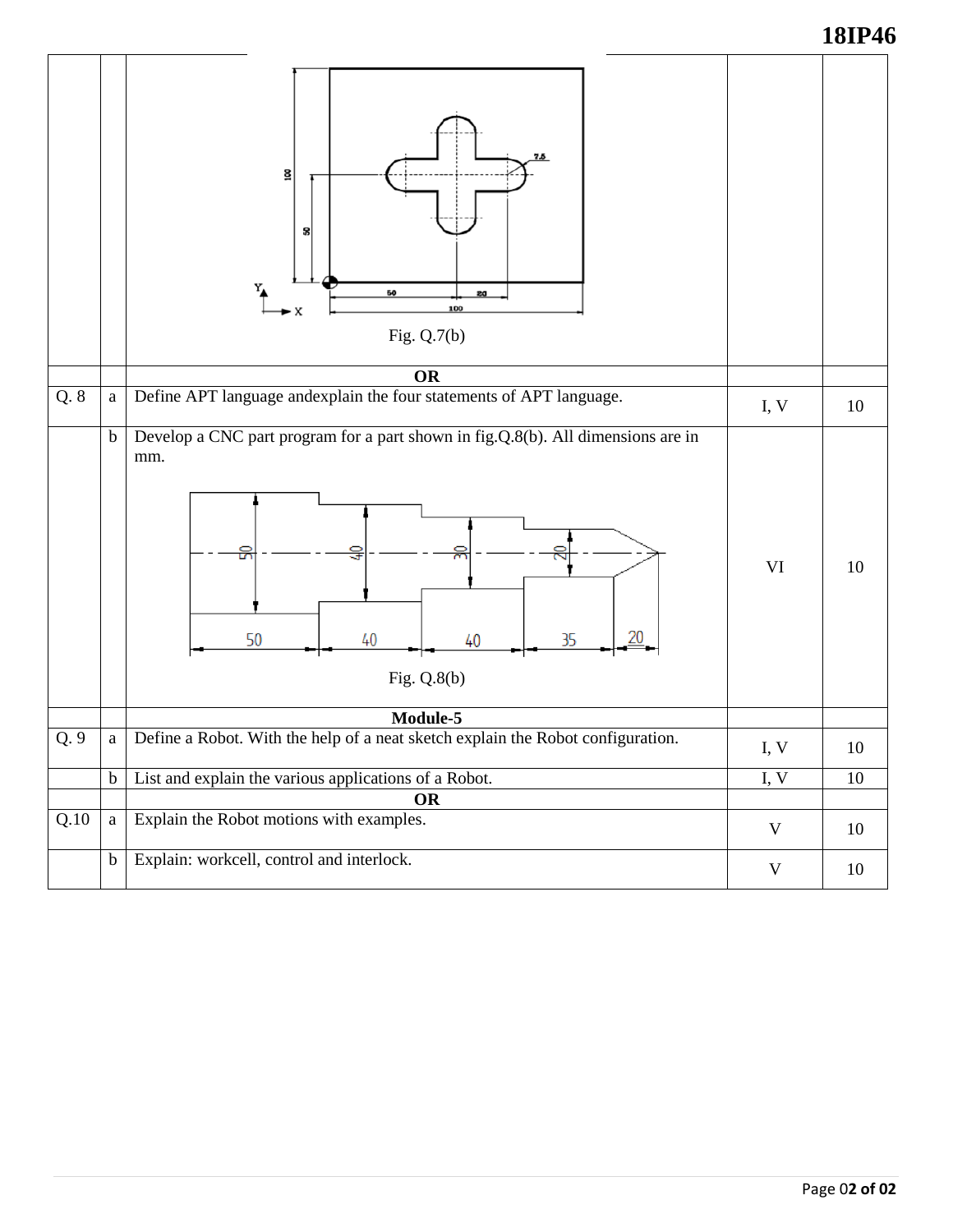| | | | | |
|---|---|---|---|---|
| | | 100<br>50<br>7.5<br>Y<br>X<br>50<br>20<br>100<br>Fig. Q.7(b) | | |
| | | **OR** | | |
| Q. 8 | a | Define APT language andexplain the four statements of APT language. | I, V | 10 |
| | b | Develop a CNC part program for a part shown in fig.Q.8(b). All dimensions are in mm.<br>50<br>40<br>30<br>20<br>50<br>40<br>40<br>35<br>20<br>Fig. Q.8(b) | VI | 10 |
| | | **Module-5** | | |
| Q. 9 | a | Define a Robot. With the help of a neat sketch explain the Robot configuration. | I, V | 10 |
| | b | List and explain the various applications of a Robot. | I, V | 10 |
| | | **OR** | | |
| Q.10 | a | Explain the Robot motions with examples. | V | 10 |
| | b | Explain: workcell, control and interlock. | V | 10 |